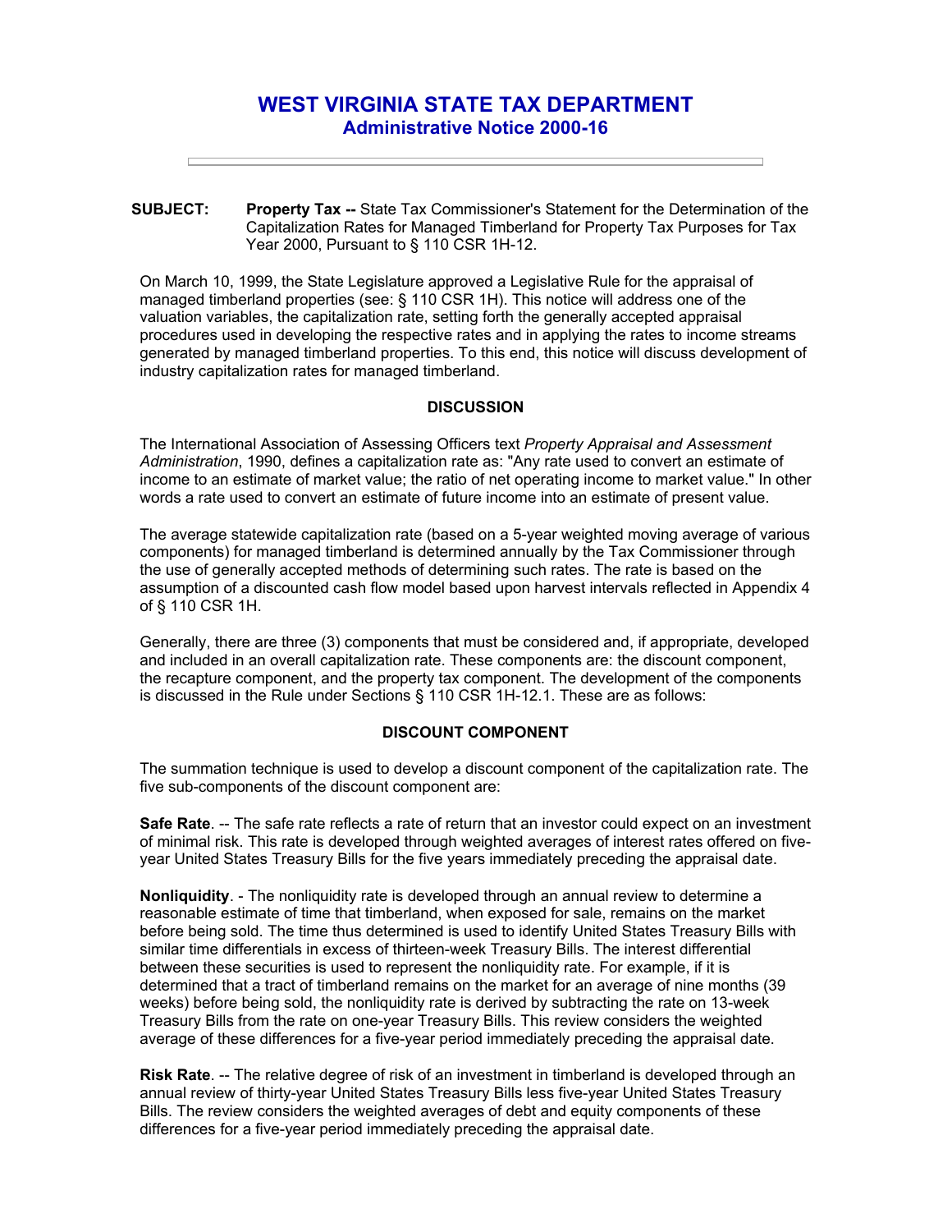# WEST VIRGINIA STATE TAX DEPARTMENT
## Administrative Notice 2000-16

---

**SUBJECT:** **Property Tax --** State Tax Commissioner's Statement for the Determination of the Capitalization Rates for Managed Timberland for Property Tax Purposes for Tax Year 2000, Pursuant to § 110 CSR 1H-12.

On March 10, 1999, the State Legislature approved a Legislative Rule for the appraisal of managed timberland properties (see: § 110 CSR 1H). This notice will address one of the valuation variables, the capitalization rate, setting forth the generally accepted appraisal procedures used in developing the respective rates and in applying the rates to income streams generated by managed timberland properties. To this end, this notice will discuss development of industry capitalization rates for managed timberland.

### DISCUSSION

The International Association of Assessing Officers text *Property Appraisal and Assessment Administration*, 1990, defines a capitalization rate as: "Any rate used to convert an estimate of income to an estimate of market value; the ratio of net operating income to market value." In other words a rate used to convert an estimate of future income into an estimate of present value.

The average statewide capitalization rate (based on a 5-year weighted moving average of various components) for managed timberland is determined annually by the Tax Commissioner through the use of generally accepted methods of determining such rates. The rate is based on the assumption of a discounted cash flow model based upon harvest intervals reflected in Appendix 4 of § 110 CSR 1H.

Generally, there are three (3) components that must be considered and, if appropriate, developed and included in an overall capitalization rate. These components are: the discount component, the recapture component, and the property tax component. The development of the components is discussed in the Rule under Sections § 110 CSR 1H-12.1. These are as follows:

### DISCOUNT COMPONENT

The summation technique is used to develop a discount component of the capitalization rate. The five sub-components of the discount component are:

**Safe Rate**. -- The safe rate reflects a rate of return that an investor could expect on an investment of minimal risk. This rate is developed through weighted averages of interest rates offered on five-year United States Treasury Bills for the five years immediately preceding the appraisal date.

**Nonliquidity**. - The nonliquidity rate is developed through an annual review to determine a reasonable estimate of time that timberland, when exposed for sale, remains on the market before being sold. The time thus determined is used to identify United States Treasury Bills with similar time differentials in excess of thirteen-week Treasury Bills. The interest differential between these securities is used to represent the nonliquidity rate. For example, if it is determined that a tract of timberland remains on the market for an average of nine months (39 weeks) before being sold, the nonliquidity rate is derived by subtracting the rate on 13-week Treasury Bills from the rate on one-year Treasury Bills. This review considers the weighted average of these differences for a five-year period immediately preceding the appraisal date.

**Risk Rate**. -- The relative degree of risk of an investment in timberland is developed through an annual review of thirty-year United States Treasury Bills less five-year United States Treasury Bills. The review considers the weighted averages of debt and equity components of these differences for a five-year period immediately preceding the appraisal date.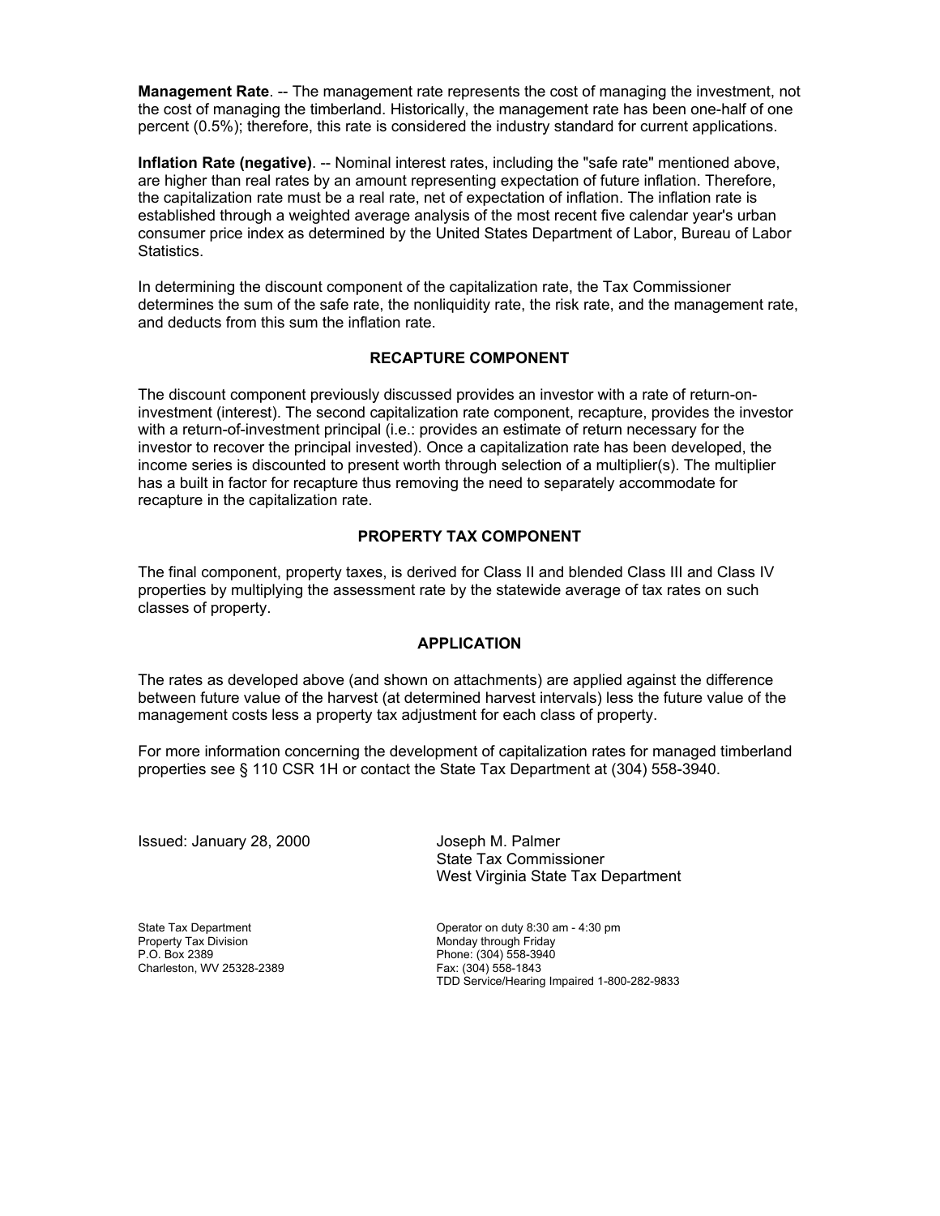**Management Rate**. -- The management rate represents the cost of managing the investment, not the cost of managing the timberland. Historically, the management rate has been one-half of one percent (0.5%); therefore, this rate is considered the industry standard for current applications.

**Inflation Rate (negative)**. -- Nominal interest rates, including the "safe rate" mentioned above, are higher than real rates by an amount representing expectation of future inflation. Therefore, the capitalization rate must be a real rate, net of expectation of inflation. The inflation rate is established through a weighted average analysis of the most recent five calendar year's urban consumer price index as determined by the United States Department of Labor, Bureau of Labor Statistics.

In determining the discount component of the capitalization rate, the Tax Commissioner determines the sum of the safe rate, the nonliquidity rate, the risk rate, and the management rate, and deducts from this sum the inflation rate.

## RECAPTURE COMPONENT

The discount component previously discussed provides an investor with a rate of return-on-investment (interest). The second capitalization rate component, recapture, provides the investor with a return-of-investment principal (i.e.: provides an estimate of return necessary for the investor to recover the principal invested). Once a capitalization rate has been developed, the income series is discounted to present worth through selection of a multiplier(s). The multiplier has a built in factor for recapture thus removing the need to separately accommodate for recapture in the capitalization rate.

## PROPERTY TAX COMPONENT

The final component, property taxes, is derived for Class II and blended Class III and Class IV properties by multiplying the assessment rate by the statewide average of tax rates on such classes of property.

## APPLICATION

The rates as developed above (and shown on attachments) are applied against the difference between future value of the harvest (at determined harvest intervals) less the future value of the management costs less a property tax adjustment for each class of property.

For more information concerning the development of capitalization rates for managed timberland properties see § 110 CSR 1H or contact the State Tax Department at (304) 558-3940.

Issued: January 28, 2000

Joseph M. Palmer
State Tax Commissioner
West Virginia State Tax Department

State Tax Department
Property Tax Division
P.O. Box 2389
Charleston, WV 25328-2389

Operator on duty 8:30 am - 4:30 pm
Monday through Friday
Phone: (304) 558-3940
Fax: (304) 558-1843
TDD Service/Hearing Impaired 1-800-282-9833